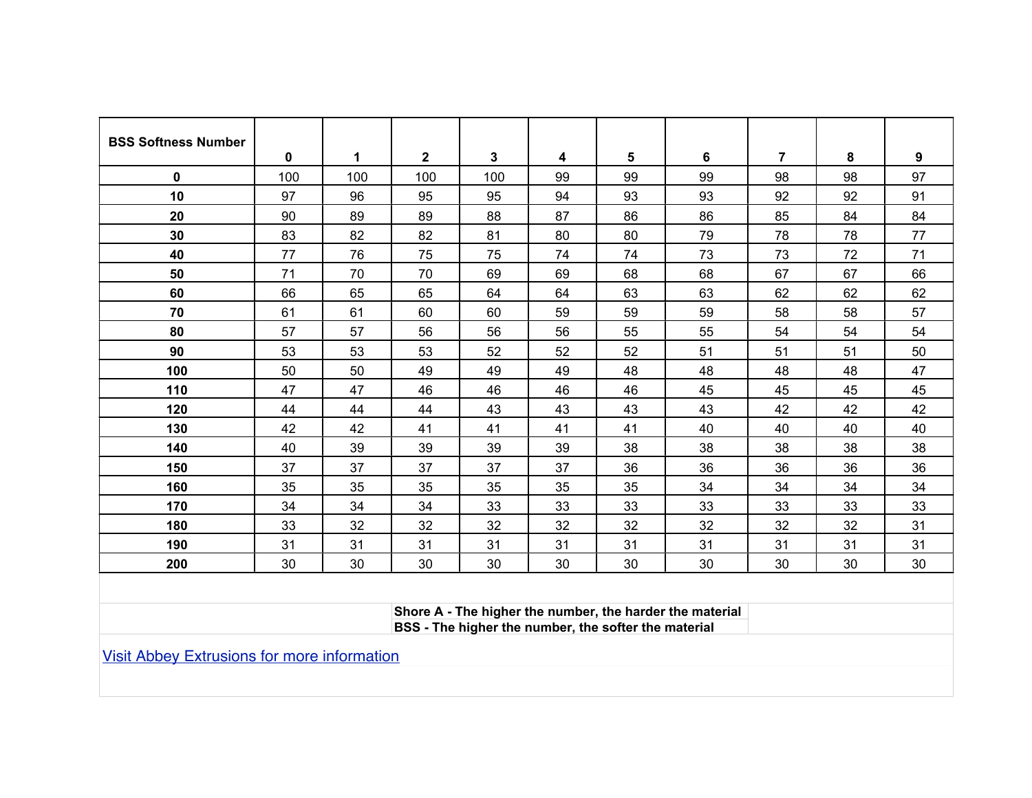| BSS Softness Number | 0 | 1 | 2 | 3 | 4 | 5 | 6 | 7 | 8 | 9 |
|---|---|---|---|---|---|---|---|---|---|---|
| **0** | 100 | 100 | 100 | 100 | 99 | 99 | 99 | 98 | 98 | 97 |
| **10** | 97 | 96 | 95 | 95 | 94 | 93 | 93 | 92 | 92 | 91 |
| **20** | 90 | 89 | 89 | 88 | 87 | 86 | 86 | 85 | 84 | 84 |
| **30** | 83 | 82 | 82 | 81 | 80 | 80 | 79 | 78 | 78 | 77 |
| **40** | 77 | 76 | 75 | 75 | 74 | 74 | 73 | 73 | 72 | 71 |
| **50** | 71 | 70 | 70 | 69 | 69 | 68 | 68 | 67 | 67 | 66 |
| **60** | 66 | 65 | 65 | 64 | 64 | 63 | 63 | 62 | 62 | 62 |
| **70** | 61 | 61 | 60 | 60 | 59 | 59 | 59 | 58 | 58 | 57 |
| **80** | 57 | 57 | 56 | 56 | 56 | 55 | 55 | 54 | 54 | 54 |
| **90** | 53 | 53 | 53 | 52 | 52 | 52 | 51 | 51 | 51 | 50 |
| **100** | 50 | 50 | 49 | 49 | 49 | 48 | 48 | 48 | 48 | 47 |
| **110** | 47 | 47 | 46 | 46 | 46 | 46 | 45 | 45 | 45 | 45 |
| **120** | 44 | 44 | 44 | 43 | 43 | 43 | 43 | 42 | 42 | 42 |
| **130** | 42 | 42 | 41 | 41 | 41 | 41 | 40 | 40 | 40 | 40 |
| **140** | 40 | 39 | 39 | 39 | 39 | 38 | 38 | 38 | 38 | 38 |
| **150** | 37 | 37 | 37 | 37 | 37 | 36 | 36 | 36 | 36 | 36 |
| **160** | 35 | 35 | 35 | 35 | 35 | 35 | 34 | 34 | 34 | 34 |
| **170** | 34 | 34 | 34 | 33 | 33 | 33 | 33 | 33 | 33 | 33 |
| **180** | 33 | 32 | 32 | 32 | 32 | 32 | 32 | 32 | 32 | 31 |
| **190** | 31 | 31 | 31 | 31 | 31 | 31 | 31 | 31 | 31 | 31 |
| **200** | 30 | 30 | 30 | 30 | 30 | 30 | 30 | 30 | 30 | 30 |

**Shore A - The higher the number, the harder the material**

**BSS - The higher the number, the softer the material**

Visit Abbey Extrusions for more information